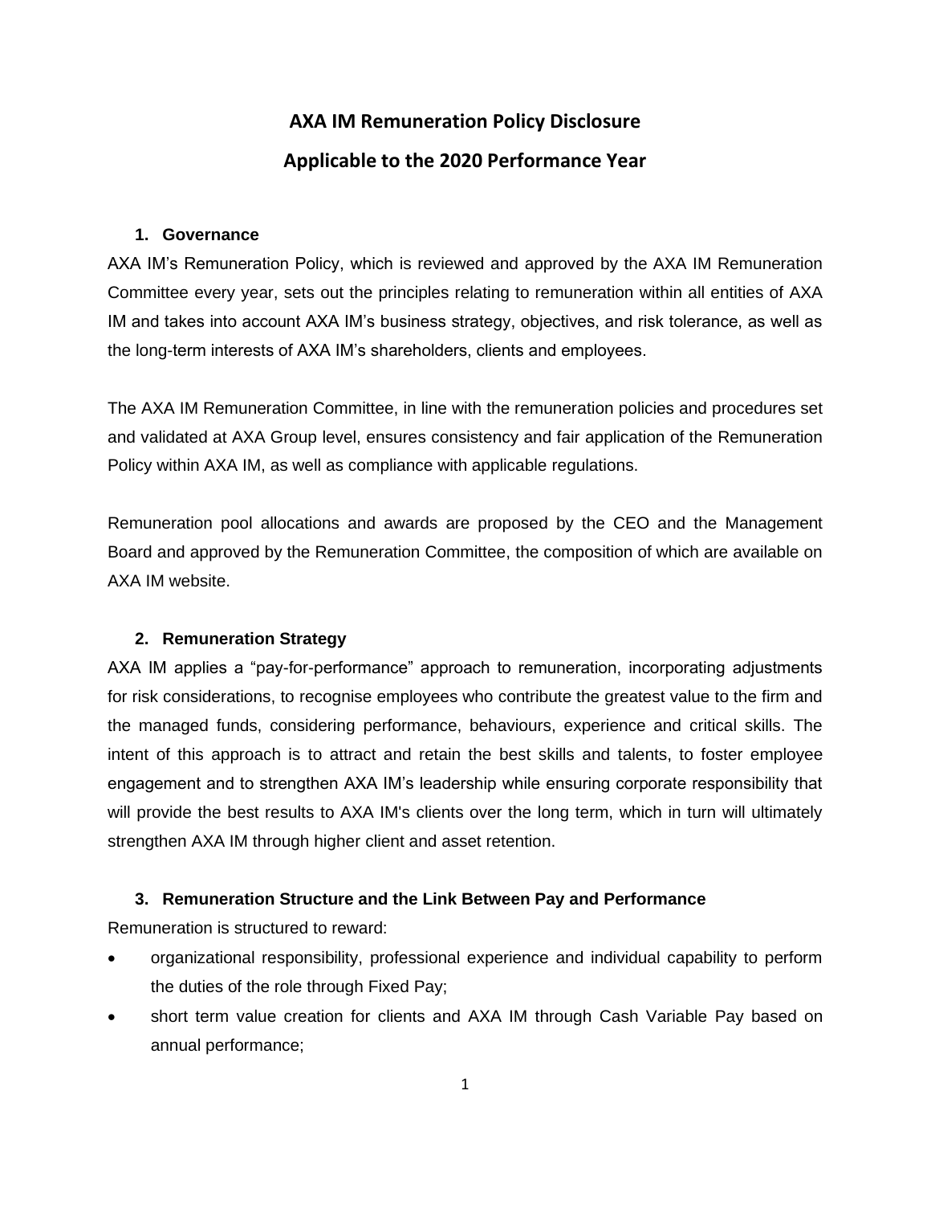# AXA IM Remuneration Policy Disclosure

# Applicable to the 2020 Performance Year

## 1. Governance

AXA IM's Remuneration Policy, which is reviewed and approved by the AXA IM Remuneration Committee every year, sets out the principles relating to remuneration within all entities of AXA IM and takes into account AXA IM's business strategy, objectives, and risk tolerance, as well as the long-term interests of AXA IM's shareholders, clients and employees.

The AXA IM Remuneration Committee, in line with the remuneration policies and procedures set and validated at AXA Group level, ensures consistency and fair application of the Remuneration Policy within AXA IM, as well as compliance with applicable regulations.

Remuneration pool allocations and awards are proposed by the CEO and the Management Board and approved by the Remuneration Committee, the composition of which are available on AXA IM website.

## 2. Remuneration Strategy

AXA IM applies a "pay-for-performance" approach to remuneration, incorporating adjustments for risk considerations, to recognise employees who contribute the greatest value to the firm and the managed funds, considering performance, behaviours, experience and critical skills. The intent of this approach is to attract and retain the best skills and talents, to foster employee engagement and to strengthen AXA IM's leadership while ensuring corporate responsibility that will provide the best results to AXA IM's clients over the long term, which in turn will ultimately strengthen AXA IM through higher client and asset retention.

## 3. Remuneration Structure and the Link Between Pay and Performance

Remuneration is structured to reward:

- organizational responsibility, professional experience and individual capability to perform the duties of the role through Fixed Pay;
- short term value creation for clients and AXA IM through Cash Variable Pay based on annual performance;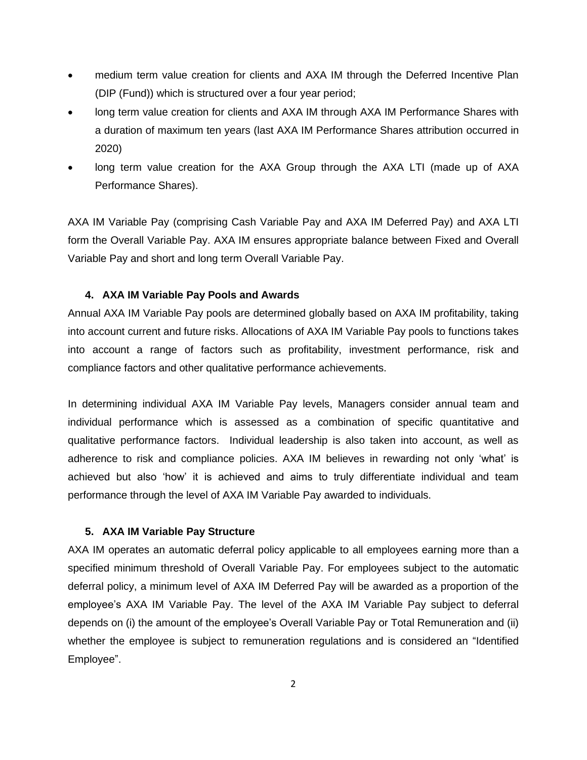- medium term value creation for clients and AXA IM through the Deferred Incentive Plan (DIP (Fund)) which is structured over a four year period;
- long term value creation for clients and AXA IM through AXA IM Performance Shares with a duration of maximum ten years (last AXA IM Performance Shares attribution occurred in 2020)
- long term value creation for the AXA Group through the AXA LTI (made up of AXA Performance Shares).

AXA IM Variable Pay (comprising Cash Variable Pay and AXA IM Deferred Pay) and AXA LTI form the Overall Variable Pay. AXA IM ensures appropriate balance between Fixed and Overall Variable Pay and short and long term Overall Variable Pay.

## 4. AXA IM Variable Pay Pools and Awards

Annual AXA IM Variable Pay pools are determined globally based on AXA IM profitability, taking into account current and future risks. Allocations of AXA IM Variable Pay pools to functions takes into account a range of factors such as profitability, investment performance, risk and compliance factors and other qualitative performance achievements.

In determining individual AXA IM Variable Pay levels, Managers consider annual team and individual performance which is assessed as a combination of specific quantitative and qualitative performance factors. Individual leadership is also taken into account, as well as adherence to risk and compliance policies. AXA IM believes in rewarding not only 'what' is achieved but also 'how' it is achieved and aims to truly differentiate individual and team performance through the level of AXA IM Variable Pay awarded to individuals.

## 5. AXA IM Variable Pay Structure

AXA IM operates an automatic deferral policy applicable to all employees earning more than a specified minimum threshold of Overall Variable Pay. For employees subject to the automatic deferral policy, a minimum level of AXA IM Deferred Pay will be awarded as a proportion of the employee's AXA IM Variable Pay. The level of the AXA IM Variable Pay subject to deferral depends on (i) the amount of the employee's Overall Variable Pay or Total Remuneration and (ii) whether the employee is subject to remuneration regulations and is considered an "Identified Employee".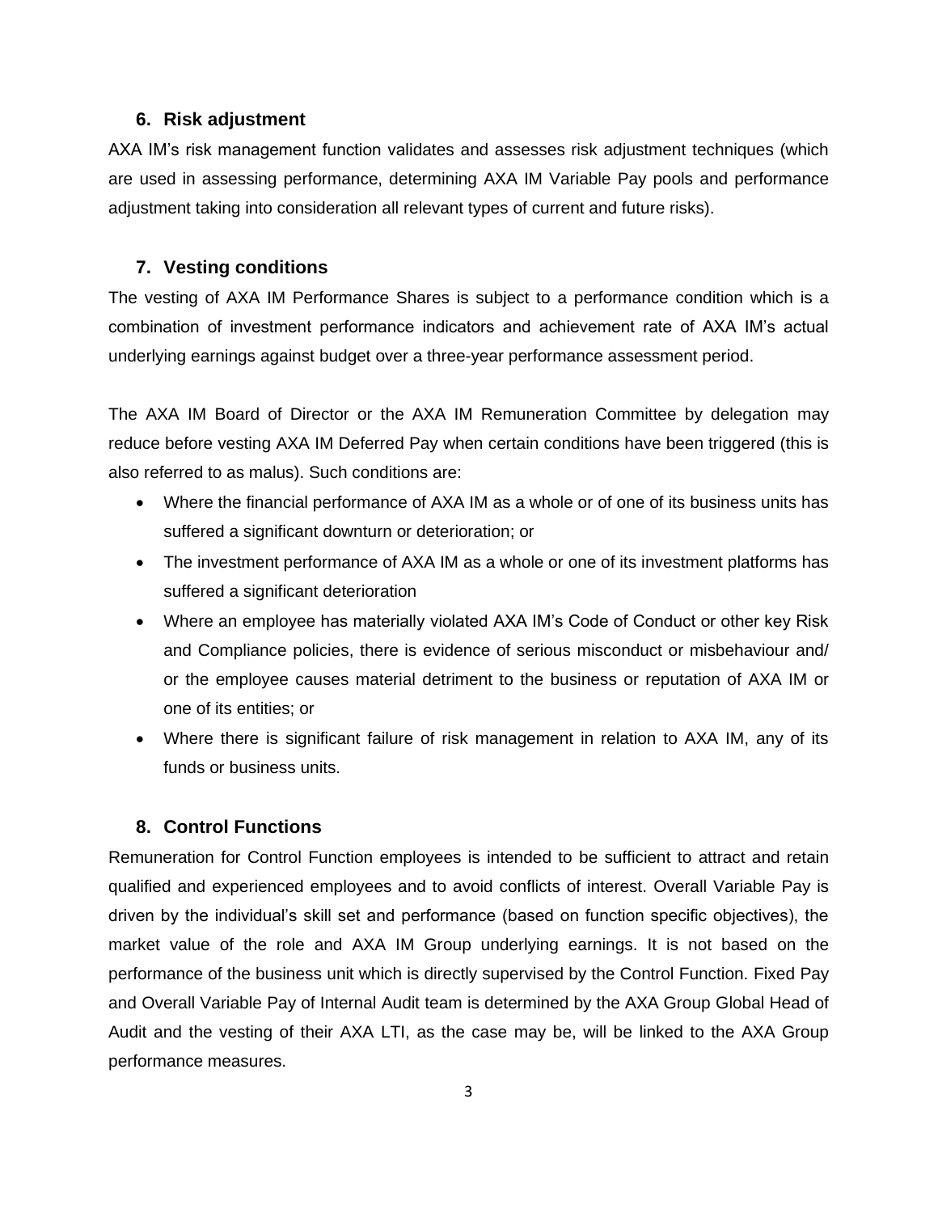## 6. Risk adjustment

AXA IM's risk management function validates and assesses risk adjustment techniques (which are used in assessing performance, determining AXA IM Variable Pay pools and performance adjustment taking into consideration all relevant types of current and future risks).

## 7. Vesting conditions

The vesting of AXA IM Performance Shares is subject to a performance condition which is a combination of investment performance indicators and achievement rate of AXA IM's actual underlying earnings against budget over a three-year performance assessment period.

The AXA IM Board of Director or the AXA IM Remuneration Committee by delegation may reduce before vesting AXA IM Deferred Pay when certain conditions have been triggered (this is also referred to as malus). Such conditions are:

- Where the financial performance of AXA IM as a whole or of one of its business units has suffered a significant downturn or deterioration; or
- The investment performance of AXA IM as a whole or one of its investment platforms has suffered a significant deterioration
- Where an employee has materially violated AXA IM's Code of Conduct or other key Risk and Compliance policies, there is evidence of serious misconduct or misbehaviour and/ or the employee causes material detriment to the business or reputation of AXA IM or one of its entities; or
- Where there is significant failure of risk management in relation to AXA IM, any of its funds or business units.

## 8. Control Functions

Remuneration for Control Function employees is intended to be sufficient to attract and retain qualified and experienced employees and to avoid conflicts of interest. Overall Variable Pay is driven by the individual's skill set and performance (based on function specific objectives), the market value of the role and AXA IM Group underlying earnings. It is not based on the performance of the business unit which is directly supervised by the Control Function. Fixed Pay and Overall Variable Pay of Internal Audit team is determined by the AXA Group Global Head of Audit and the vesting of their AXA LTI, as the case may be, will be linked to the AXA Group performance measures.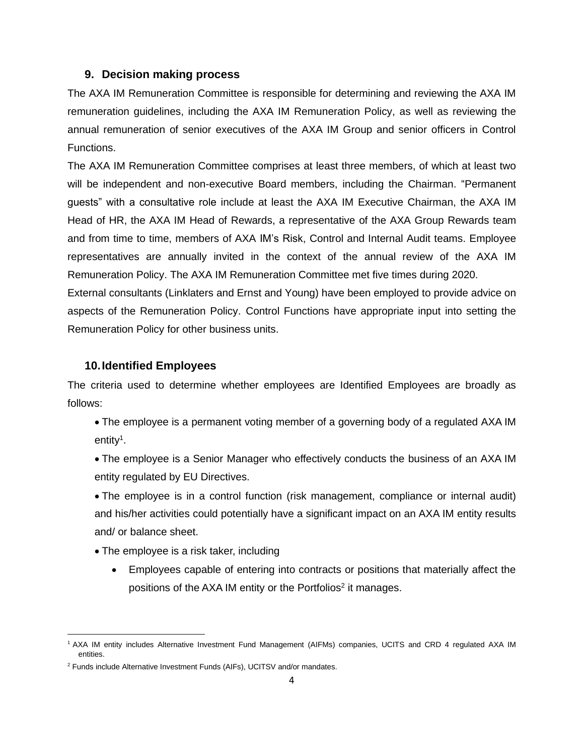## 9. Decision making process

The AXA IM Remuneration Committee is responsible for determining and reviewing the AXA IM remuneration guidelines, including the AXA IM Remuneration Policy, as well as reviewing the annual remuneration of senior executives of the AXA IM Group and senior officers in Control Functions.

The AXA IM Remuneration Committee comprises at least three members, of which at least two will be independent and non-executive Board members, including the Chairman. "Permanent guests" with a consultative role include at least the AXA IM Executive Chairman, the AXA IM Head of HR, the AXA IM Head of Rewards, a representative of the AXA Group Rewards team and from time to time, members of AXA IM's Risk, Control and Internal Audit teams. Employee representatives are annually invited in the context of the annual review of the AXA IM Remuneration Policy. The AXA IM Remuneration Committee met five times during 2020.

External consultants (Linklaters and Ernst and Young) have been employed to provide advice on aspects of the Remuneration Policy. Control Functions have appropriate input into setting the Remuneration Policy for other business units.

## 10. Identified Employees

The criteria used to determine whether employees are Identified Employees are broadly as follows:

- The employee is a permanent voting member of a governing body of a regulated AXA IM entity[1].
- The employee is a Senior Manager who effectively conducts the business of an AXA IM entity regulated by EU Directives.
- The employee is in a control function (risk management, compliance or internal audit) and his/her activities could potentially have a significant impact on an AXA IM entity results and/ or balance sheet.
- The employee is a risk taker, including
  - Employees capable of entering into contracts or positions that materially affect the positions of the AXA IM entity or the Portfolios[2] it manages.

---

[1] AXA IM entity includes Alternative Investment Fund Management (AIFMs) companies, UCITS and CRD 4 regulated AXA IM entities.

[2] Funds include Alternative Investment Funds (AIFs), UCITSV and/or mandates.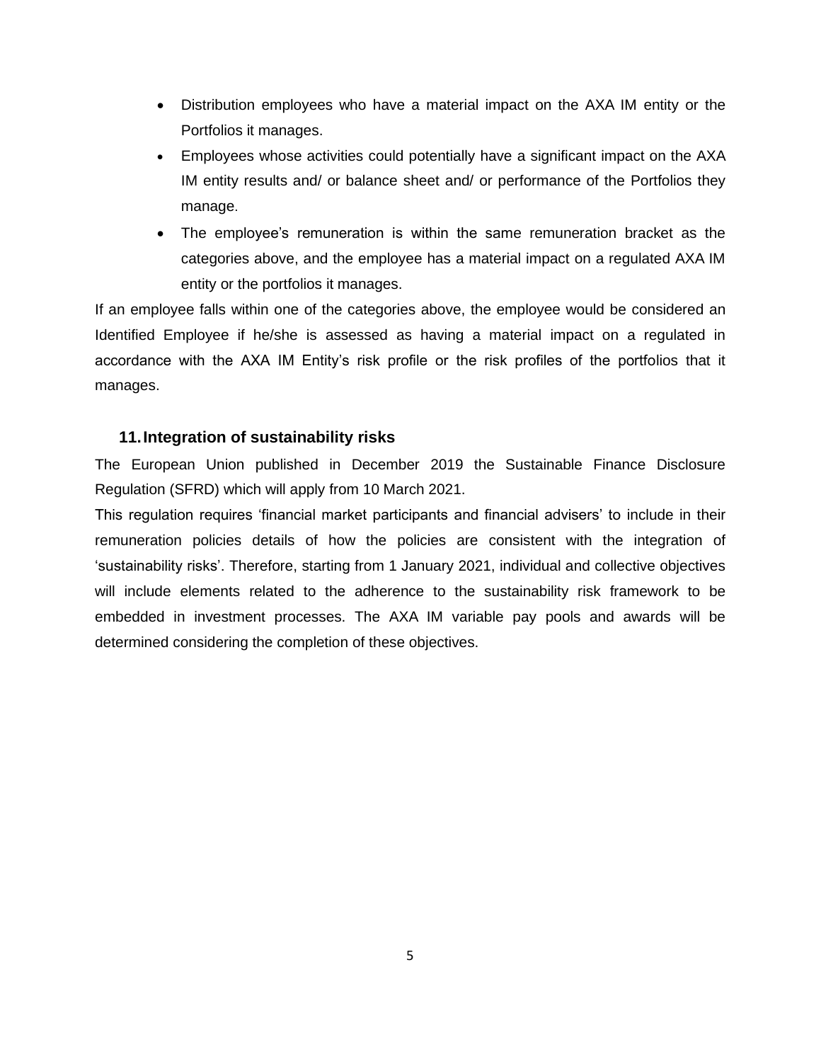- Distribution employees who have a material impact on the AXA IM entity or the Portfolios it manages.
- Employees whose activities could potentially have a significant impact on the AXA IM entity results and/ or balance sheet and/ or performance of the Portfolios they manage.
- The employee's remuneration is within the same remuneration bracket as the categories above, and the employee has a material impact on a regulated AXA IM entity or the portfolios it manages.

If an employee falls within one of the categories above, the employee would be considered an Identified Employee if he/she is assessed as having a material impact on a regulated in accordance with the AXA IM Entity's risk profile or the risk profiles of the portfolios that it manages.

## 11. Integration of sustainability risks

The European Union published in December 2019 the Sustainable Finance Disclosure Regulation (SFRD) which will apply from 10 March 2021.

This regulation requires 'financial market participants and financial advisers' to include in their remuneration policies details of how the policies are consistent with the integration of 'sustainability risks'. Therefore, starting from 1 January 2021, individual and collective objectives will include elements related to the adherence to the sustainability risk framework to be embedded in investment processes. The AXA IM variable pay pools and awards will be determined considering the completion of these objectives.